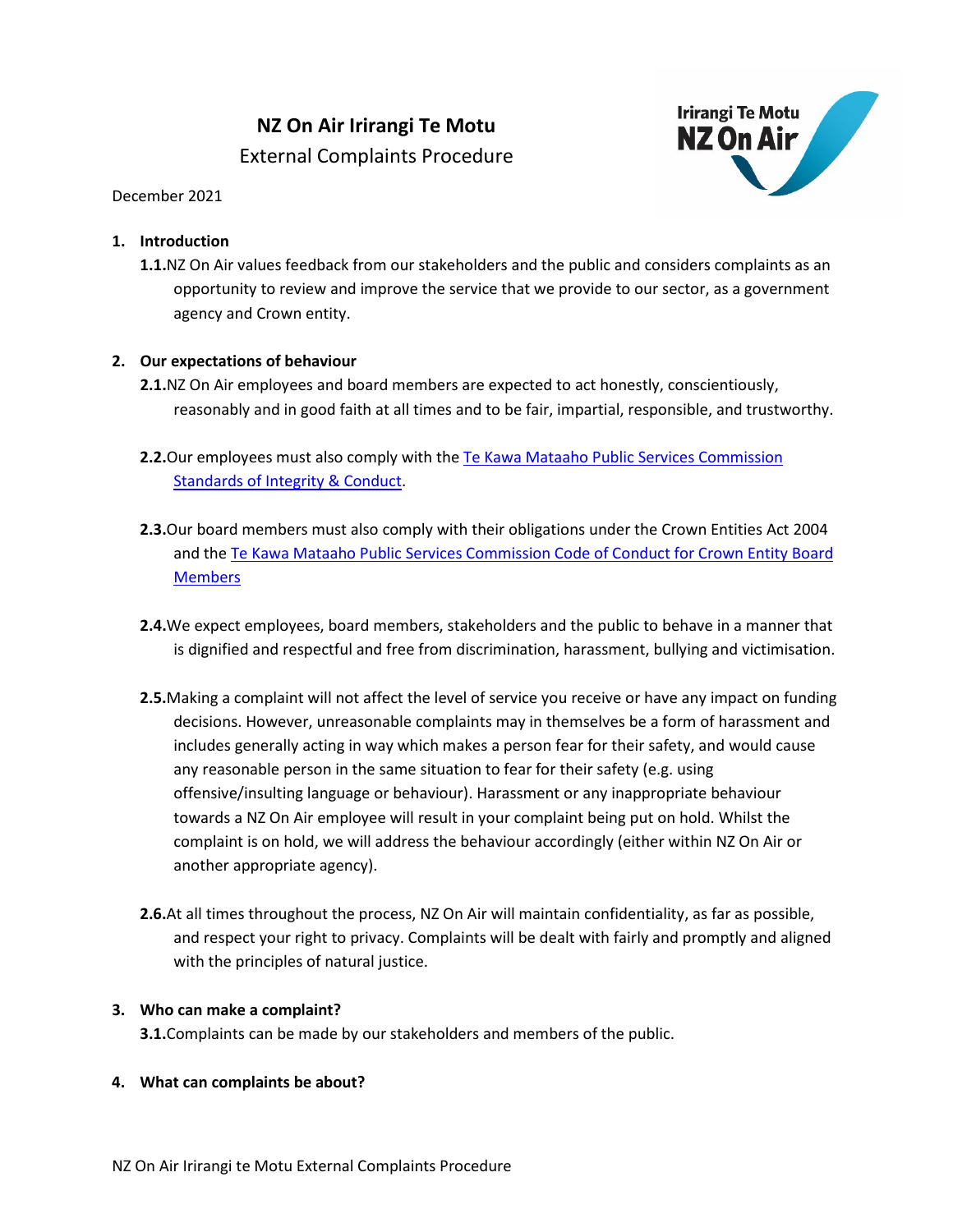# NZ On Air Irirangi Te Motu

External Complaints Procedure

December 2021

## 1. Introduction

**1.1.** NZ On Air values feedback from our stakeholders and the public and considers complaints as an opportunity to review and improve the service that we provide to our sector, as a government agency and Crown entity.

## 2. Our expectations of behaviour

**2.1.** NZ On Air employees and board members are expected to act honestly, conscientiously, reasonably and in good faith at all times and to be fair, impartial, responsible, and trustworthy.

**2.2.** Our employees must also comply with the Te Kawa Mataaho Public Services Commission Standards of Integrity & Conduct.

**2.3.** Our board members must also comply with their obligations under the Crown Entities Act 2004 and the Te Kawa Mataaho Public Services Commission Code of Conduct for Crown Entity Board Members

**2.4.** We expect employees, board members, stakeholders and the public to behave in a manner that is dignified and respectful and free from discrimination, harassment, bullying and victimisation.

**2.5.** Making a complaint will not affect the level of service you receive or have any impact on funding decisions. However, unreasonable complaints may in themselves be a form of harassment and includes generally acting in way which makes a person fear for their safety, and would cause any reasonable person in the same situation to fear for their safety (e.g. using offensive/insulting language or behaviour). Harassment or any inappropriate behaviour towards a NZ On Air employee will result in your complaint being put on hold. Whilst the complaint is on hold, we will address the behaviour accordingly (either within NZ On Air or another appropriate agency).

**2.6.** At all times throughout the process, NZ On Air will maintain confidentiality, as far as possible, and respect your right to privacy. Complaints will be dealt with fairly and promptly and aligned with the principles of natural justice.

## 3. Who can make a complaint?

**3.1.** Complaints can be made by our stakeholders and members of the public.

## 4. What can complaints be about?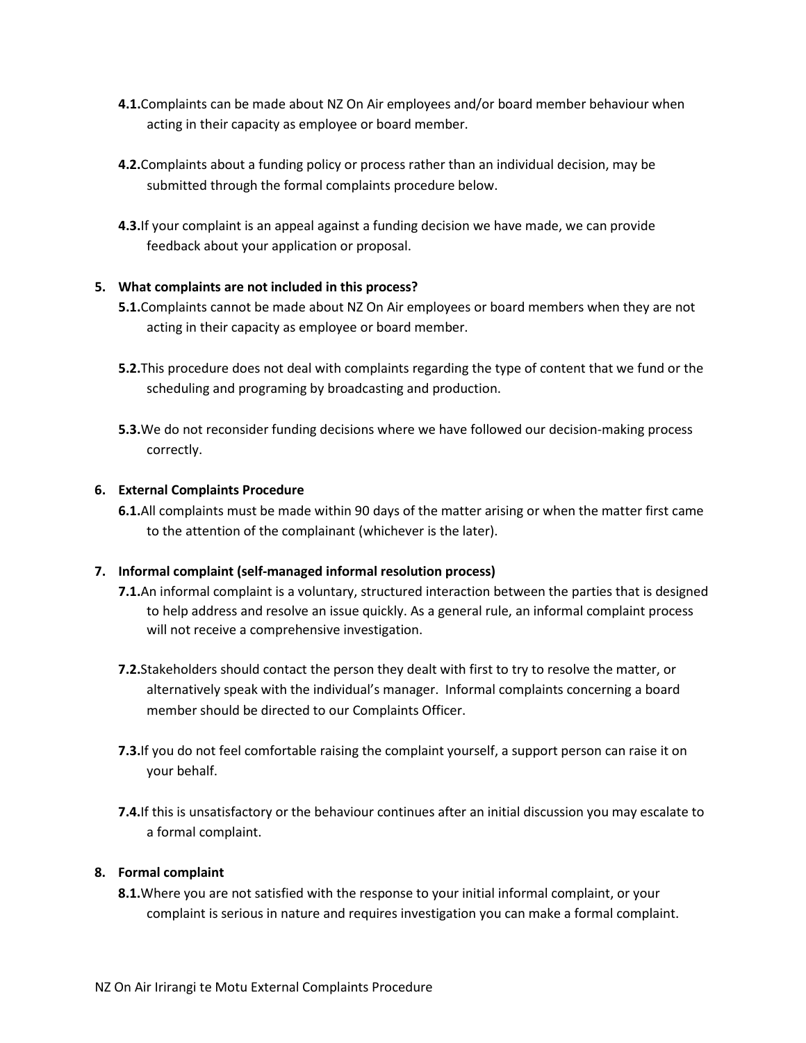**4.1.** Complaints can be made about NZ On Air employees and/or board member behaviour when acting in their capacity as employee or board member.

**4.2.** Complaints about a funding policy or process rather than an individual decision, may be submitted through the formal complaints procedure below.

**4.3.** If your complaint is an appeal against a funding decision we have made, we can provide feedback about your application or proposal.

## 5. What complaints are not included in this process?

**5.1.** Complaints cannot be made about NZ On Air employees or board members when they are not acting in their capacity as employee or board member.

**5.2.** This procedure does not deal with complaints regarding the type of content that we fund or the scheduling and programing by broadcasting and production.

**5.3.** We do not reconsider funding decisions where we have followed our decision-making process correctly.

## 6. External Complaints Procedure

**6.1.** All complaints must be made within 90 days of the matter arising or when the matter first came to the attention of the complainant (whichever is the later).

## 7. Informal complaint (self-managed informal resolution process)

**7.1.** An informal complaint is a voluntary, structured interaction between the parties that is designed to help address and resolve an issue quickly. As a general rule, an informal complaint process will not receive a comprehensive investigation.

**7.2.** Stakeholders should contact the person they dealt with first to try to resolve the matter, or alternatively speak with the individual's manager. Informal complaints concerning a board member should be directed to our Complaints Officer.

**7.3.** If you do not feel comfortable raising the complaint yourself, a support person can raise it on your behalf.

**7.4.** If this is unsatisfactory or the behaviour continues after an initial discussion you may escalate to a formal complaint.

## 8. Formal complaint

**8.1.** Where you are not satisfied with the response to your initial informal complaint, or your complaint is serious in nature and requires investigation you can make a formal complaint.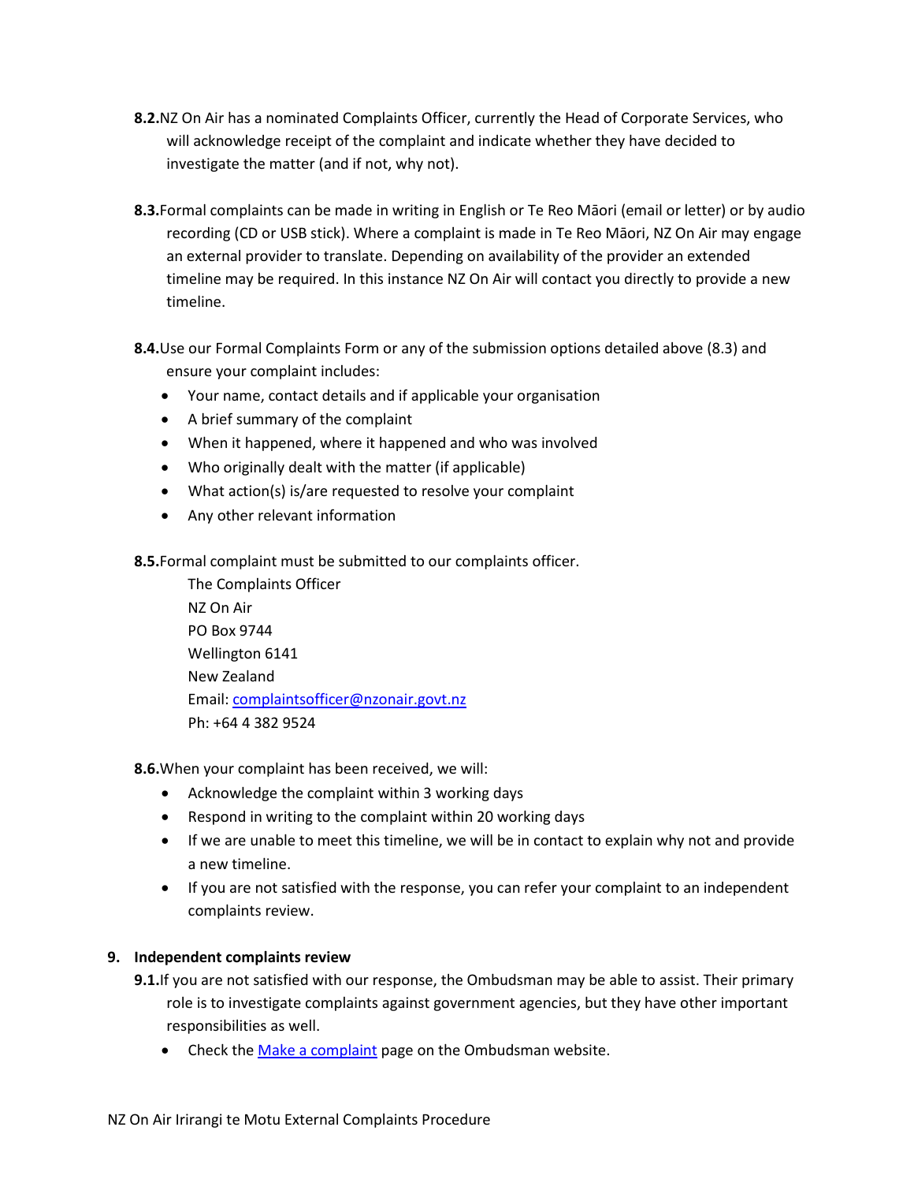**8.2.** NZ On Air has a nominated Complaints Officer, currently the Head of Corporate Services, who will acknowledge receipt of the complaint and indicate whether they have decided to investigate the matter (and if not, why not).

**8.3.** Formal complaints can be made in writing in English or Te Reo Māori (email or letter) or by audio recording (CD or USB stick). Where a complaint is made in Te Reo Māori, NZ On Air may engage an external provider to translate. Depending on availability of the provider an extended timeline may be required. In this instance NZ On Air will contact you directly to provide a new timeline.

**8.4.** Use our Formal Complaints Form or any of the submission options detailed above (8.3) and ensure your complaint includes:

- Your name, contact details and if applicable your organisation
- A brief summary of the complaint
- When it happened, where it happened and who was involved
- Who originally dealt with the matter (if applicable)
- What action(s) is/are requested to resolve your complaint
- Any other relevant information

**8.5.** Formal complaint must be submitted to our complaints officer.

The Complaints Officer
NZ On Air
PO Box 9744
Wellington 6141
New Zealand
Email: [complaintsofficer@nzonair.govt.nz](mailto:complaintsofficer@nzonair.govt.nz)
Ph: +64 4 382 9524

**8.6.** When your complaint has been received, we will:

- Acknowledge the complaint within 3 working days
- Respond in writing to the complaint within 20 working days
- If we are unable to meet this timeline, we will be in contact to explain why not and provide a new timeline.
- If you are not satisfied with the response, you can refer your complaint to an independent complaints review.

## 9. Independent complaints review

**9.1.** If you are not satisfied with our response, the Ombudsman may be able to assist. Their primary role is to investigate complaints against government agencies, but they have other important responsibilities as well.

- Check the [Make a complaint]() page on the Ombudsman website.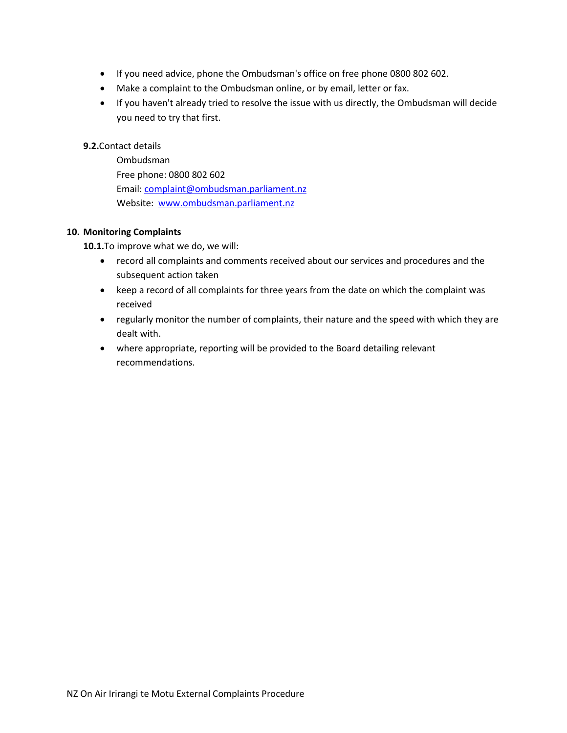- If you need advice, phone the Ombudsman's office on free phone 0800 802 602.
- Make a complaint to the Ombudsman online, or by email, letter or fax.
- If you haven't already tried to resolve the issue with us directly, the Ombudsman will decide you need to try that first.

**9.2.** Contact details

Ombudsman
Free phone: 0800 802 602
Email: complaint@ombudsman.parliament.nz
Website: www.ombudsman.parliament.nz

## 10. Monitoring Complaints

**10.1.** To improve what we do, we will:

- record all complaints and comments received about our services and procedures and the subsequent action taken
- keep a record of all complaints for three years from the date on which the complaint was received
- regularly monitor the number of complaints, their nature and the speed with which they are dealt with.
- where appropriate, reporting will be provided to the Board detailing relevant recommendations.